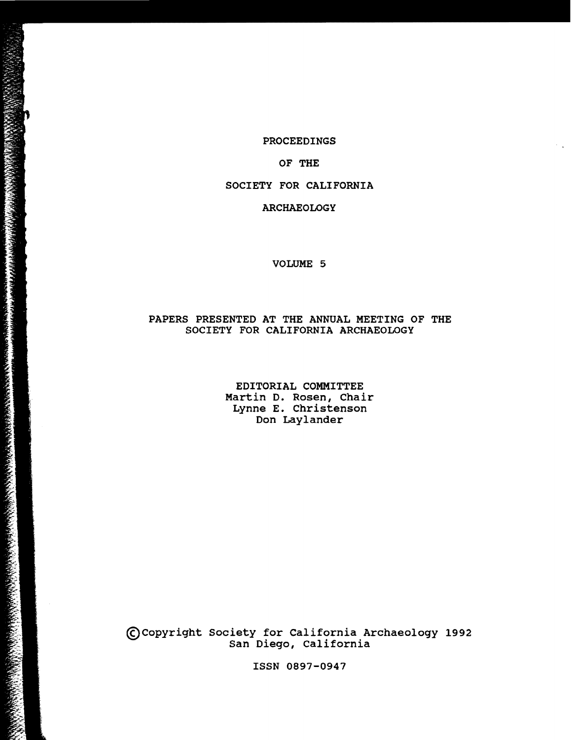# PROCEEDINGS OF THE SOCIETY FOR CALIFORNIA ARCHAEOLOGY

## VOLUME 5

PAPERS PRESENTED AT THE ANNUAL MEETING OF THE SOCIETY FOR CALIFORNIA ARCHAEOLOGY

EDITORIAL COMMITTEE
Martin D. Rosen, Chair
Lynne E. Christenson
Don Laylander

©Copyright Society for California Archaeology 1992
San Diego, California

ISSN 0897-0947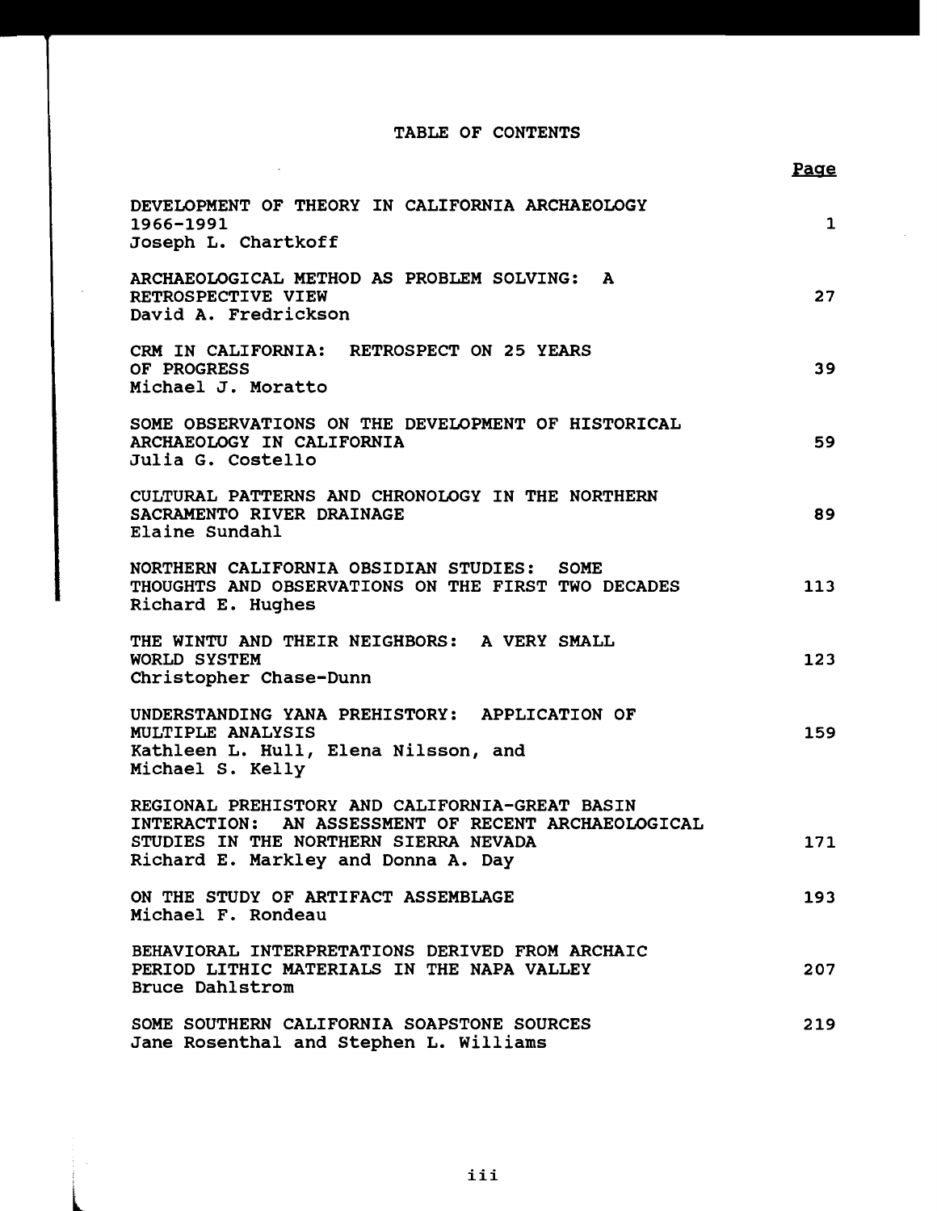# TABLE OF CONTENTS

| | Page |
|---|---|
| DEVELOPMENT OF THEORY IN CALIFORNIA ARCHAEOLOGY 1966-1991<br>Joseph L. Chartkoff | 1 |
| ARCHAEOLOGICAL METHOD AS PROBLEM SOLVING: A RETROSPECTIVE VIEW<br>David A. Fredrickson | 27 |
| CRM IN CALIFORNIA: RETROSPECT ON 25 YEARS OF PROGRESS<br>Michael J. Moratto | 39 |
| SOME OBSERVATIONS ON THE DEVELOPMENT OF HISTORICAL ARCHAEOLOGY IN CALIFORNIA<br>Julia G. Costello | 59 |
| CULTURAL PATTERNS AND CHRONOLOGY IN THE NORTHERN SACRAMENTO RIVER DRAINAGE<br>Elaine Sundahl | 89 |
| NORTHERN CALIFORNIA OBSIDIAN STUDIES: SOME THOUGHTS AND OBSERVATIONS ON THE FIRST TWO DECADES<br>Richard E. Hughes | 113 |
| THE WINTU AND THEIR NEIGHBORS: A VERY SMALL WORLD SYSTEM<br>Christopher Chase-Dunn | 123 |
| UNDERSTANDING YANA PREHISTORY: APPLICATION OF MULTIPLE ANALYSIS<br>Kathleen L. Hull, Elena Nilsson, and Michael S. Kelly | 159 |
| REGIONAL PREHISTORY AND CALIFORNIA-GREAT BASIN INTERACTION: AN ASSESSMENT OF RECENT ARCHAEOLOGICAL STUDIES IN THE NORTHERN SIERRA NEVADA<br>Richard E. Markley and Donna A. Day | 171 |
| ON THE STUDY OF ARTIFACT ASSEMBLAGE<br>Michael F. Rondeau | 193 |
| BEHAVIORAL INTERPRETATIONS DERIVED FROM ARCHAIC PERIOD LITHIC MATERIALS IN THE NAPA VALLEY<br>Bruce Dahlstrom | 207 |
| SOME SOUTHERN CALIFORNIA SOAPSTONE SOURCES<br>Jane Rosenthal and Stephen L. Williams | 219 |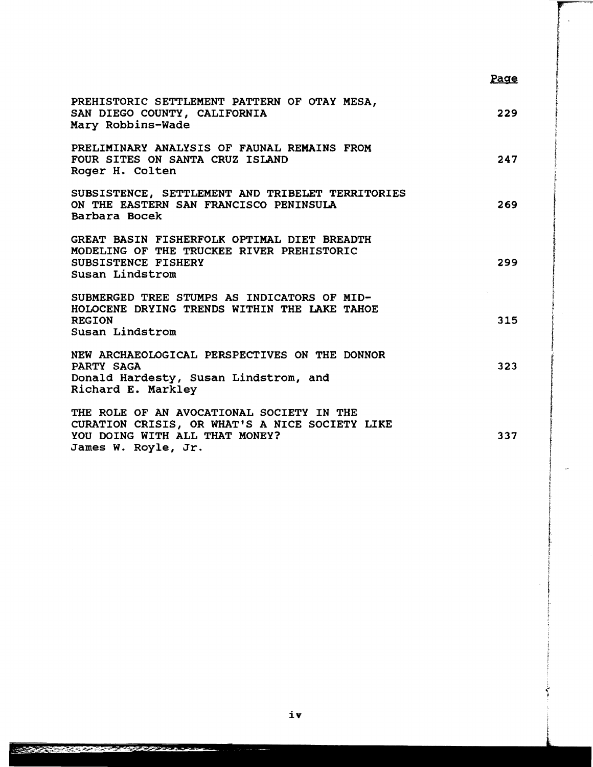| | Page |
|---|---|
| PREHISTORIC SETTLEMENT PATTERN OF OTAY MESA, SAN DIEGO COUNTY, CALIFORNIA<br>Mary Robbins-Wade | 229 |
| PRELIMINARY ANALYSIS OF FAUNAL REMAINS FROM FOUR SITES ON SANTA CRUZ ISLAND<br>Roger H. Colten | 247 |
| SUBSISTENCE, SETTLEMENT AND TRIBELET TERRITORIES ON THE EASTERN SAN FRANCISCO PENINSULA<br>Barbara Bocek | 269 |
| GREAT BASIN FISHERFOLK OPTIMAL DIET BREADTH MODELING OF THE TRUCKEE RIVER PREHISTORIC SUBSISTENCE FISHERY<br>Susan Lindstrom | 299 |
| SUBMERGED TREE STUMPS AS INDICATORS OF MID-HOLOCENE DRYING TRENDS WITHIN THE LAKE TAHOE REGION<br>Susan Lindstrom | 315 |
| NEW ARCHAEOLOGICAL PERSPECTIVES ON THE DONNOR PARTY SAGA<br>Donald Hardesty, Susan Lindstrom, and Richard E. Markley | 323 |
| THE ROLE OF AN AVOCATIONAL SOCIETY IN THE CURATION CRISIS, OR WHAT'S A NICE SOCIETY LIKE YOU DOING WITH ALL THAT MONEY?<br>James W. Royle, Jr. | 337 |